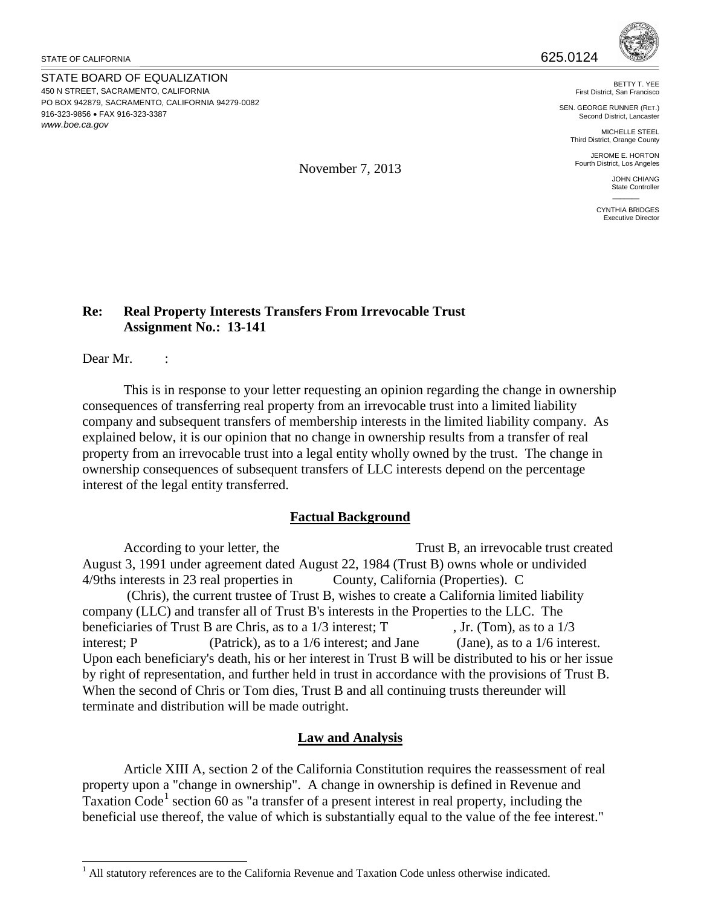STATE OF CALIFORNIA

625.0124

STATE BOARD OF EQUALIZATION
450 N STREET, SACRAMENTO, CALIFORNIA
PO BOX 942879, SACRAMENTO, CALIFORNIA 94279-0082
916-323-9856 • FAX 916-323-3387
*www.boe.ca.gov*

BETTY T. YEE
First District, San Francisco

SEN. GEORGE RUNNER (RET.)
Second District, Lancaster

MICHELLE STEEL
Third District, Orange County

JEROME E. HORTON
Fourth District, Los Angeles

JOHN CHIANG
State Controller

CYNTHIA BRIDGES
Executive Director

November 7, 2013

**Re: Real Property Interests Transfers From Irrevocable Trust**
**Assignment No.: 13-141**

Dear Mr. :

This is in response to your letter requesting an opinion regarding the change in ownership consequences of transferring real property from an irrevocable trust into a limited liability company and subsequent transfers of membership interests in the limited liability company. As explained below, it is our opinion that no change in ownership results from a transfer of real property from an irrevocable trust into a legal entity wholly owned by the trust. The change in ownership consequences of subsequent transfers of LLC interests depend on the percentage interest of the legal entity transferred.

## Factual Background

According to your letter, the Trust B, an irrevocable trust created August 3, 1991 under agreement dated August 22, 1984 (Trust B) owns whole or undivided 4/9ths interests in 23 real properties in County, California (Properties). C (Chris), the current trustee of Trust B, wishes to create a California limited liability company (LLC) and transfer all of Trust B's interests in the Properties to the LLC. The beneficiaries of Trust B are Chris, as to a 1/3 interest; T , Jr. (Tom), as to a 1/3 interest; P (Patrick), as to a 1/6 interest; and Jane (Jane), as to a 1/6 interest. Upon each beneficiary's death, his or her interest in Trust B will be distributed to his or her issue by right of representation, and further held in trust in accordance with the provisions of Trust B. When the second of Chris or Tom dies, Trust B and all continuing trusts thereunder will terminate and distribution will be made outright.

## Law and Analysis

Article XIII A, section 2 of the California Constitution requires the reassessment of real property upon a "change in ownership". A change in ownership is defined in Revenue and Taxation Code[1] section 60 as "a transfer of a present interest in real property, including the beneficial use thereof, the value of which is substantially equal to the value of the fee interest."

[1] All statutory references are to the California Revenue and Taxation Code unless otherwise indicated.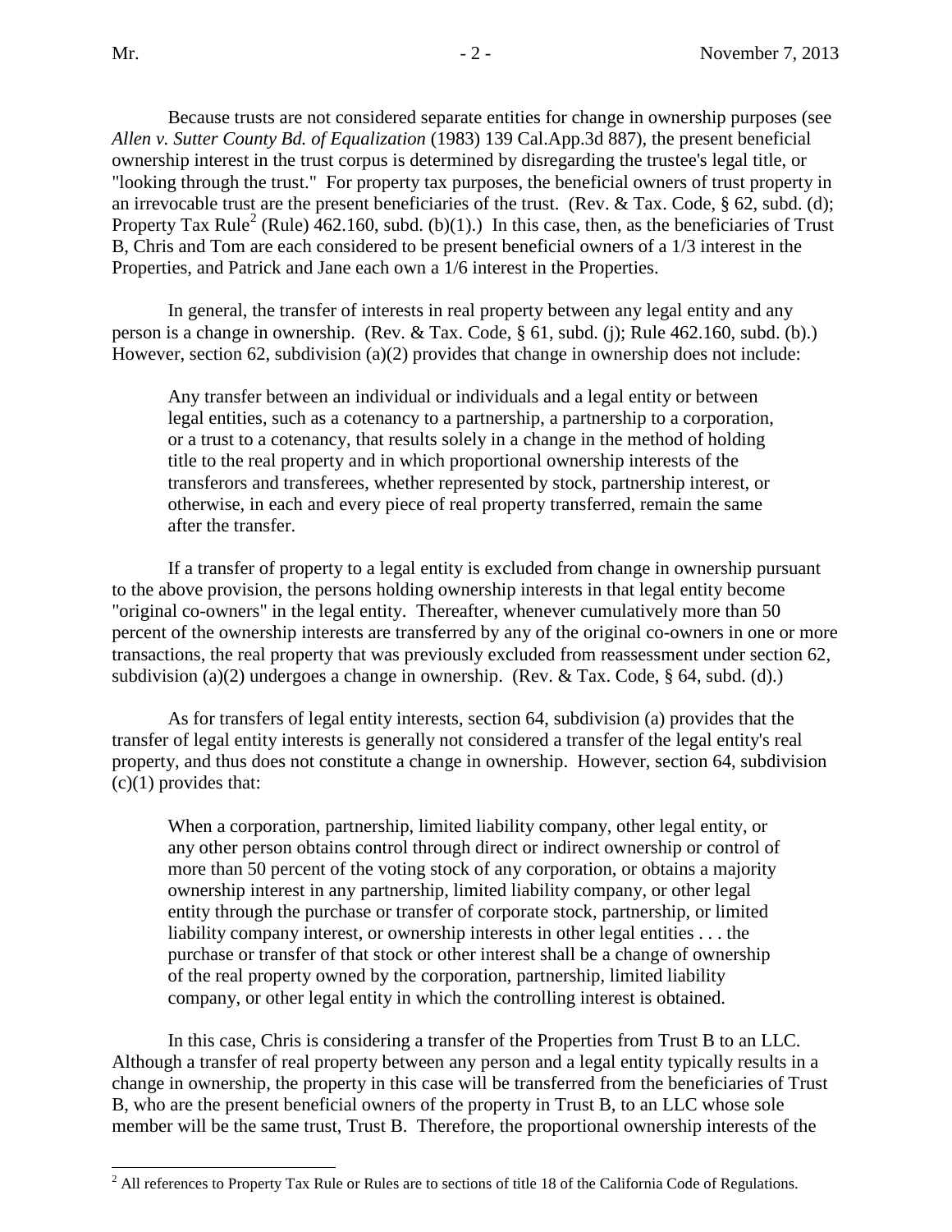Because trusts are not considered separate entities for change in ownership purposes (see *Allen v. Sutter County Bd. of Equalization* (1983) 139 Cal.App.3d 887), the present beneficial ownership interest in the trust corpus is determined by disregarding the trustee's legal title, or "looking through the trust." For property tax purposes, the beneficial owners of trust property in an irrevocable trust are the present beneficiaries of the trust. (Rev. & Tax. Code, § 62, subd. (d); Property Tax Rule[2] (Rule) 462.160, subd. (b)(1).) In this case, then, as the beneficiaries of Trust B, Chris and Tom are each considered to be present beneficial owners of a 1/3 interest in the Properties, and Patrick and Jane each own a 1/6 interest in the Properties.

In general, the transfer of interests in real property between any legal entity and any person is a change in ownership. (Rev. & Tax. Code, § 61, subd. (j); Rule 462.160, subd. (b).) However, section 62, subdivision (a)(2) provides that change in ownership does not include:

> Any transfer between an individual or individuals and a legal entity or between legal entities, such as a cotenancy to a partnership, a partnership to a corporation, or a trust to a cotenancy, that results solely in a change in the method of holding title to the real property and in which proportional ownership interests of the transferors and transferees, whether represented by stock, partnership interest, or otherwise, in each and every piece of real property transferred, remain the same after the transfer.

If a transfer of property to a legal entity is excluded from change in ownership pursuant to the above provision, the persons holding ownership interests in that legal entity become "original co-owners" in the legal entity. Thereafter, whenever cumulatively more than 50 percent of the ownership interests are transferred by any of the original co-owners in one or more transactions, the real property that was previously excluded from reassessment under section 62, subdivision (a)(2) undergoes a change in ownership. (Rev. & Tax. Code, § 64, subd. (d).)

As for transfers of legal entity interests, section 64, subdivision (a) provides that the transfer of legal entity interests is generally not considered a transfer of the legal entity's real property, and thus does not constitute a change in ownership. However, section 64, subdivision (c)(1) provides that:

> When a corporation, partnership, limited liability company, other legal entity, or any other person obtains control through direct or indirect ownership or control of more than 50 percent of the voting stock of any corporation, or obtains a majority ownership interest in any partnership, limited liability company, or other legal entity through the purchase or transfer of corporate stock, partnership, or limited liability company interest, or ownership interests in other legal entities . . . the purchase or transfer of that stock or other interest shall be a change of ownership of the real property owned by the corporation, partnership, limited liability company, or other legal entity in which the controlling interest is obtained.

In this case, Chris is considering a transfer of the Properties from Trust B to an LLC. Although a transfer of real property between any person and a legal entity typically results in a change in ownership, the property in this case will be transferred from the beneficiaries of Trust B, who are the present beneficial owners of the property in Trust B, to an LLC whose sole member will be the same trust, Trust B. Therefore, the proportional ownership interests of the

[2] All references to Property Tax Rule or Rules are to sections of title 18 of the California Code of Regulations.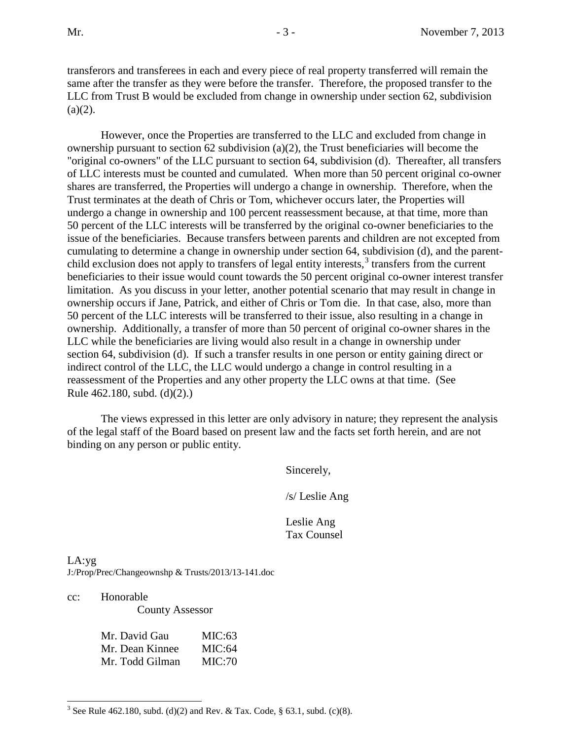transferors and transferees in each and every piece of real property transferred will remain the same after the transfer as they were before the transfer. Therefore, the proposed transfer to the LLC from Trust B would be excluded from change in ownership under section 62, subdivision (a)(2).

However, once the Properties are transferred to the LLC and excluded from change in ownership pursuant to section 62 subdivision (a)(2), the Trust beneficiaries will become the "original co-owners" of the LLC pursuant to section 64, subdivision (d). Thereafter, all transfers of LLC interests must be counted and cumulated. When more than 50 percent original co-owner shares are transferred, the Properties will undergo a change in ownership. Therefore, when the Trust terminates at the death of Chris or Tom, whichever occurs later, the Properties will undergo a change in ownership and 100 percent reassessment because, at that time, more than 50 percent of the LLC interests will be transferred by the original co-owner beneficiaries to the issue of the beneficiaries. Because transfers between parents and children are not excepted from cumulating to determine a change in ownership under section 64, subdivision (d), and the parent-child exclusion does not apply to transfers of legal entity interests,[3] transfers from the current beneficiaries to their issue would count towards the 50 percent original co-owner interest transfer limitation. As you discuss in your letter, another potential scenario that may result in change in ownership occurs if Jane, Patrick, and either of Chris or Tom die. In that case, also, more than 50 percent of the LLC interests will be transferred to their issue, also resulting in a change in ownership. Additionally, a transfer of more than 50 percent of original co-owner shares in the LLC while the beneficiaries are living would also result in a change in ownership under section 64, subdivision (d). If such a transfer results in one person or entity gaining direct or indirect control of the LLC, the LLC would undergo a change in control resulting in a reassessment of the Properties and any other property the LLC owns at that time. (See Rule 462.180, subd. (d)(2).)

The views expressed in this letter are only advisory in nature; they represent the analysis of the legal staff of the Board based on present law and the facts set forth herein, and are not binding on any person or public entity.

Sincerely,

/s/ Leslie Ang

Leslie Ang
Tax Counsel

LA:yg
J:/Prop/Prec/Changeownshp & Trusts/2013/13-141.doc

cc: Honorable
County Assessor

Mr. David Gau MIC:63
Mr. Dean Kinnee MIC:64
Mr. Todd Gilman MIC:70

[3] See Rule 462.180, subd. (d)(2) and Rev. & Tax. Code, § 63.1, subd. (c)(8).